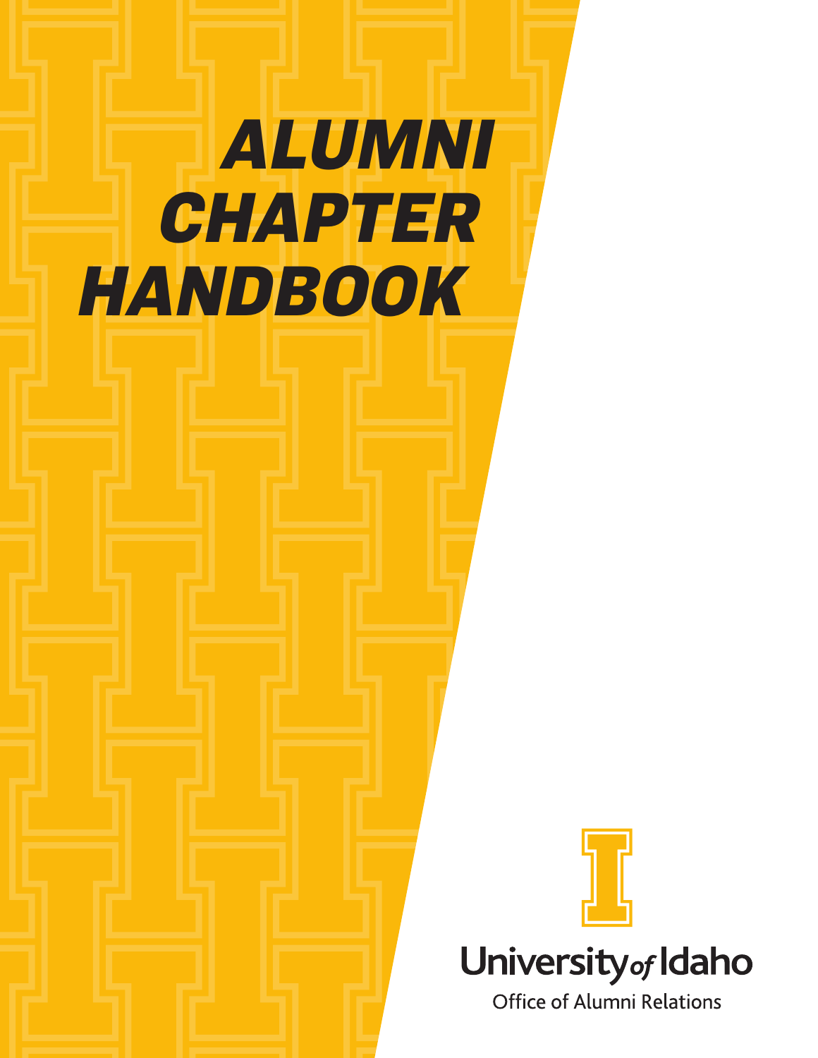# ALUMNI CHAPTER HANDBOOK

University of Idaho

Office of Alumni Relations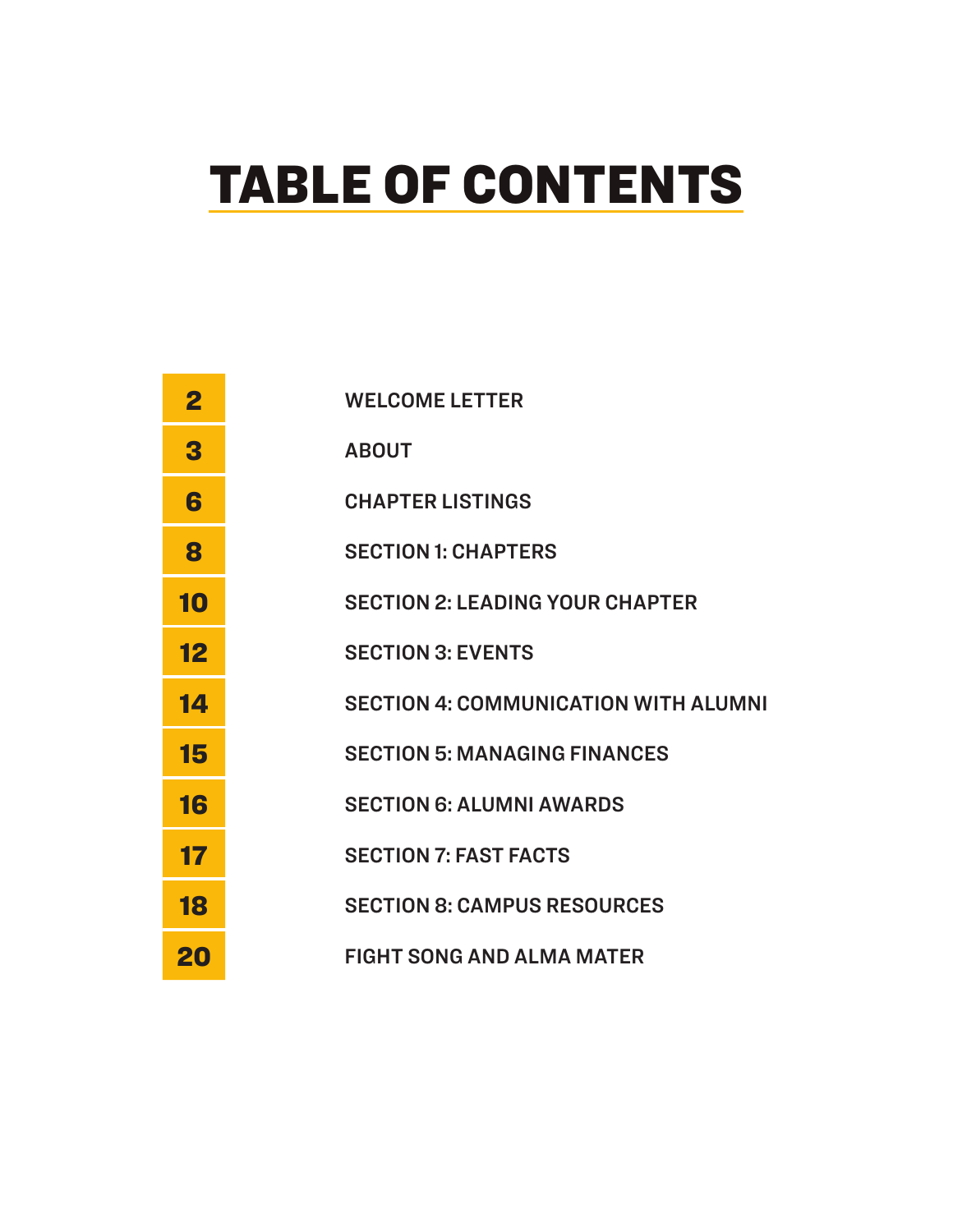# TABLE OF CONTENTS

| | |
|---|---|
| 2 | WELCOME LETTER |
| 3 | ABOUT |
| 6 | CHAPTER LISTINGS |
| 8 | SECTION 1: CHAPTERS |
| 10 | SECTION 2: LEADING YOUR CHAPTER |
| 12 | SECTION 3: EVENTS |
| 14 | SECTION 4: COMMUNICATION WITH ALUMNI |
| 15 | SECTION 5: MANAGING FINANCES |
| 16 | SECTION 6: ALUMNI AWARDS |
| 17 | SECTION 7: FAST FACTS |
| 18 | SECTION 8: CAMPUS RESOURCES |
| 20 | FIGHT SONG AND ALMA MATER |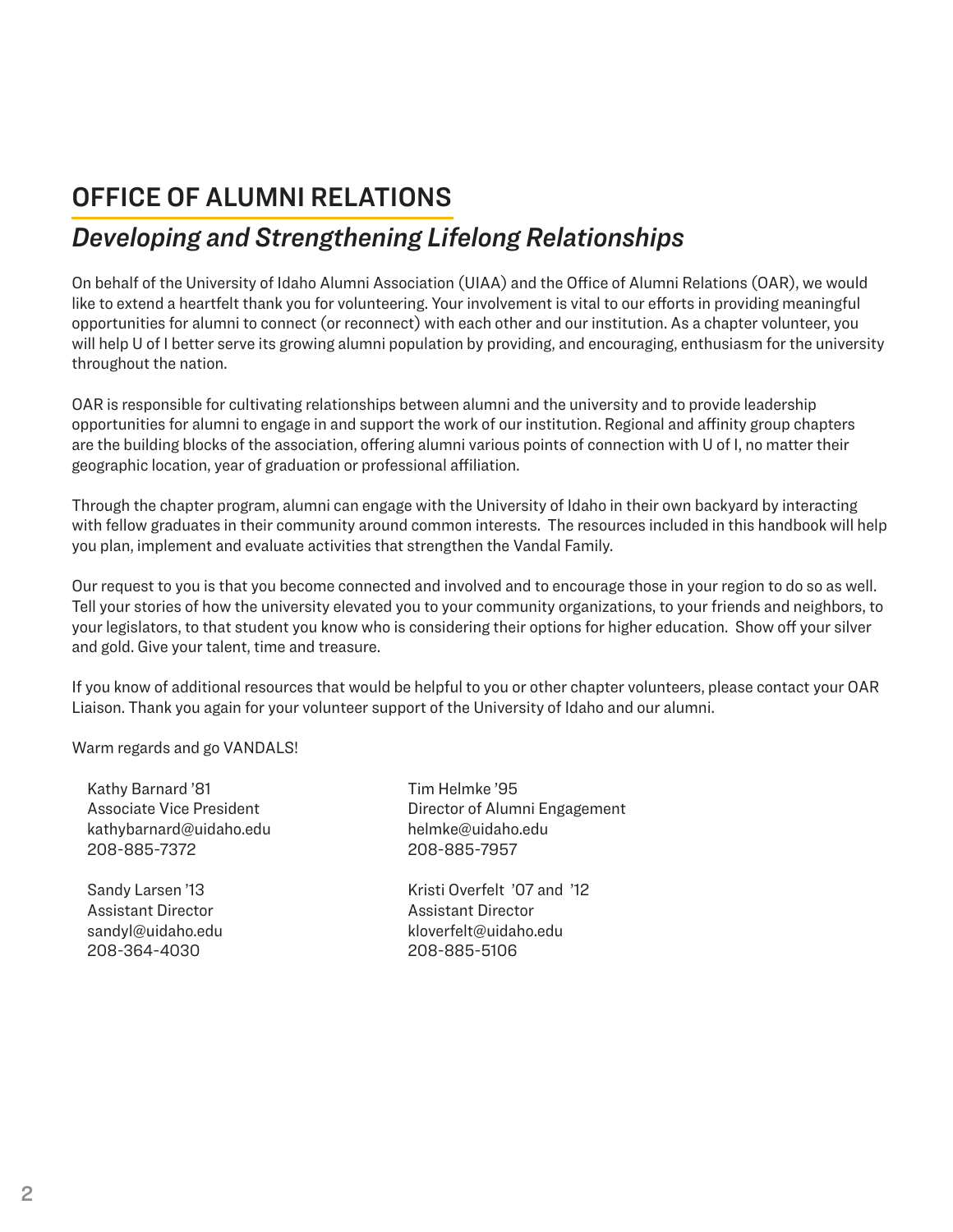# OFFICE OF ALUMNI RELATIONS

## *Developing and Strengthening Lifelong Relationships*

On behalf of the University of Idaho Alumni Association (UIAA) and the Office of Alumni Relations (OAR), we would like to extend a heartfelt thank you for volunteering. Your involvement is vital to our efforts in providing meaningful opportunities for alumni to connect (or reconnect) with each other and our institution. As a chapter volunteer, you will help U of I better serve its growing alumni population by providing, and encouraging, enthusiasm for the university throughout the nation.

OAR is responsible for cultivating relationships between alumni and the university and to provide leadership opportunities for alumni to engage in and support the work of our institution. Regional and affinity group chapters are the building blocks of the association, offering alumni various points of connection with U of I, no matter their geographic location, year of graduation or professional affiliation.

Through the chapter program, alumni can engage with the University of Idaho in their own backyard by interacting with fellow graduates in their community around common interests. The resources included in this handbook will help you plan, implement and evaluate activities that strengthen the Vandal Family.

Our request to you is that you become connected and involved and to encourage those in your region to do so as well. Tell your stories of how the university elevated you to your community organizations, to your friends and neighbors, to your legislators, to that student you know who is considering their options for higher education. Show off your silver and gold. Give your talent, time and treasure.

If you know of additional resources that would be helpful to you or other chapter volunteers, please contact your OAR Liaison. Thank you again for your volunteer support of the University of Idaho and our alumni.

Warm regards and go VANDALS!

Kathy Barnard '81
Associate Vice President
kathybarnard@uidaho.edu
208-885-7372

Tim Helmke '95
Director of Alumni Engagement
helmke@uidaho.edu
208-885-7957

Sandy Larsen '13
Assistant Director
sandyl@uidaho.edu
208-364-4030

Kristi Overfelt '07 and '12
Assistant Director
kloverfelt@uidaho.edu
208-885-5106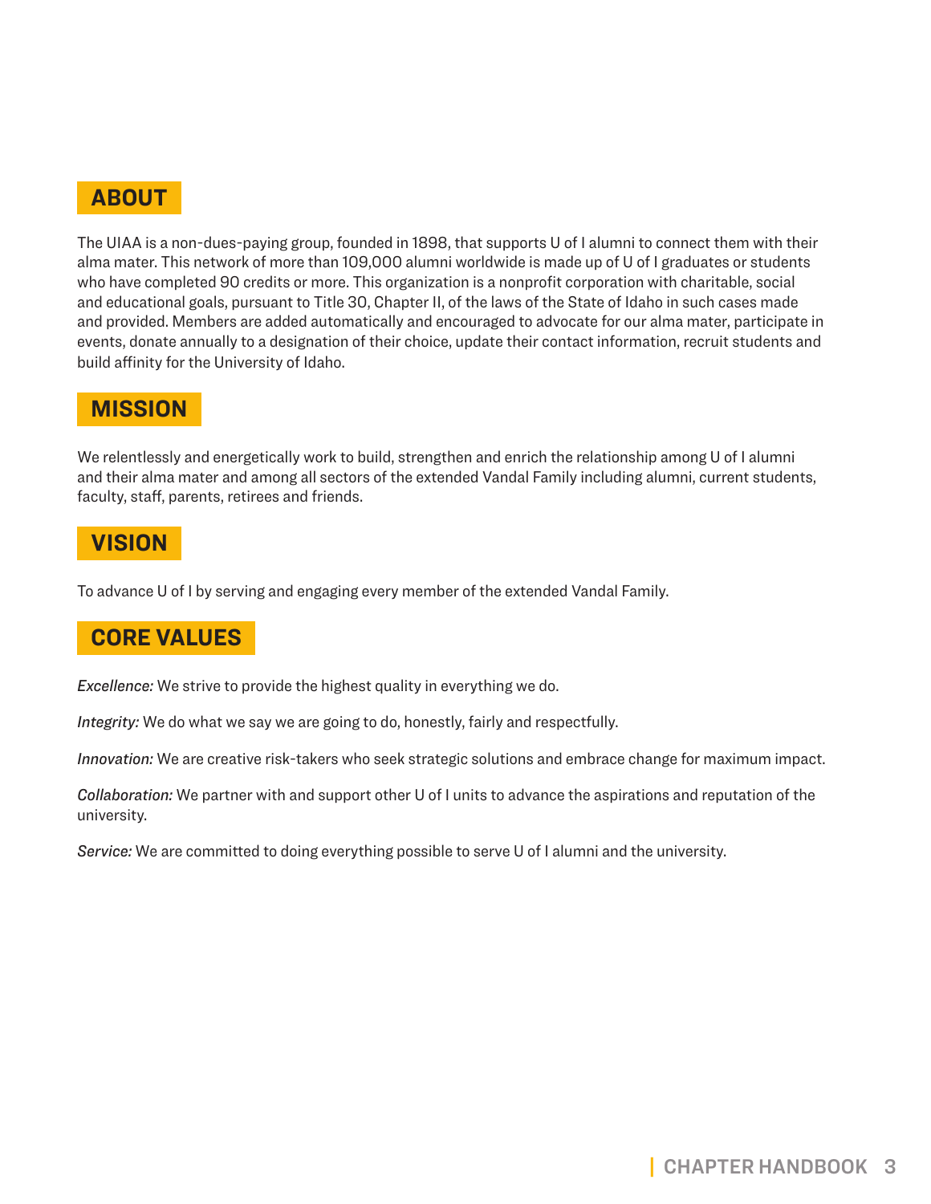## ABOUT

The UIAA is a non-dues-paying group, founded in 1898, that supports U of I alumni to connect them with their alma mater. This network of more than 109,000 alumni worldwide is made up of U of I graduates or students who have completed 90 credits or more. This organization is a nonprofit corporation with charitable, social and educational goals, pursuant to Title 30, Chapter II, of the laws of the State of Idaho in such cases made and provided. Members are added automatically and encouraged to advocate for our alma mater, participate in events, donate annually to a designation of their choice, update their contact information, recruit students and build affinity for the University of Idaho.

## MISSION

We relentlessly and energetically work to build, strengthen and enrich the relationship among U of I alumni and their alma mater and among all sectors of the extended Vandal Family including alumni, current students, faculty, staff, parents, retirees and friends.

## VISION

To advance U of I by serving and engaging every member of the extended Vandal Family.

## CORE VALUES

*Excellence:* We strive to provide the highest quality in everything we do.

*Integrity:* We do what we say we are going to do, honestly, fairly and respectfully.

*Innovation:* We are creative risk-takers who seek strategic solutions and embrace change for maximum impact.

*Collaboration:* We partner with and support other U of I units to advance the aspirations and reputation of the university.

*Service:* We are committed to doing everything possible to serve U of I alumni and the university.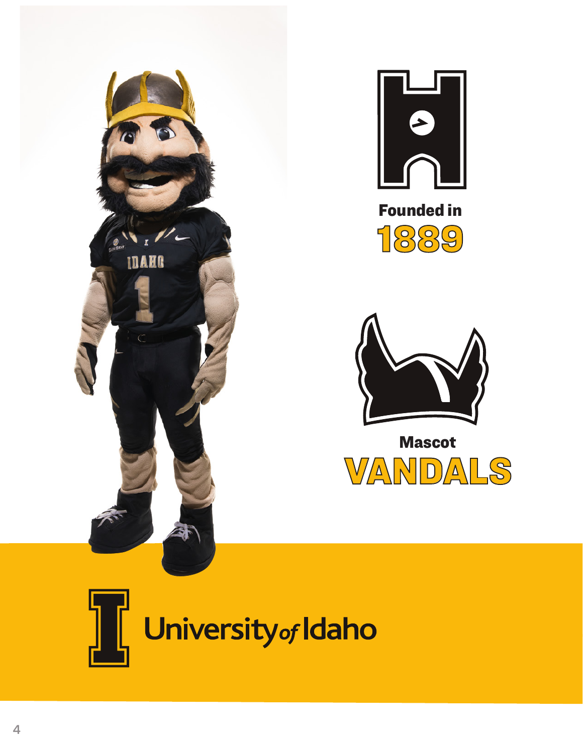Founded in
**1889**

Mascot
**VANDALS**

University of Idaho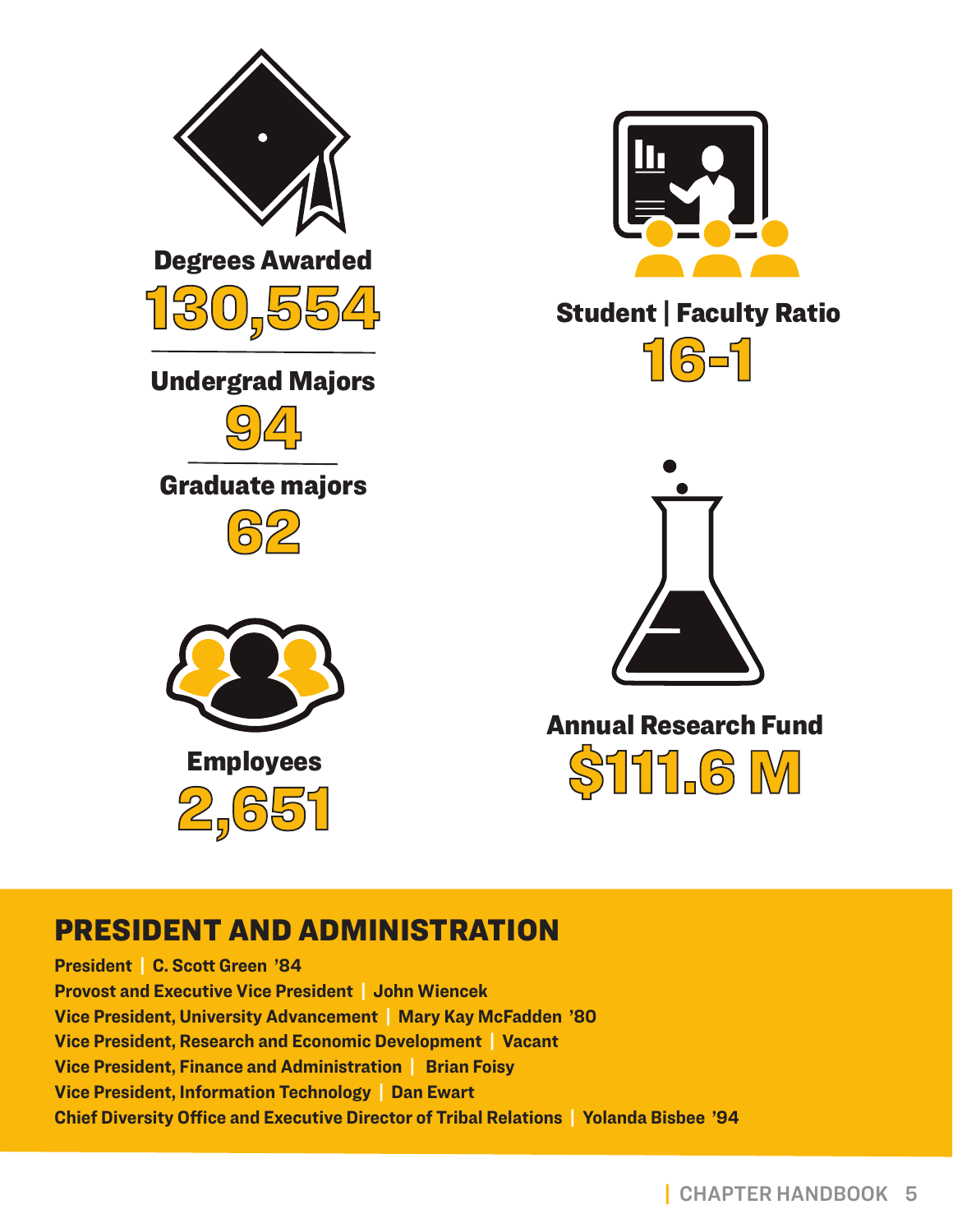**Degrees Awarded**
**130,554**

**Undergrad Majors**
**94**

**Graduate majors**
**62**

**Employees**
**2,651**

**Student | Faculty Ratio**
**16-1**

**Annual Research Fund**
**$111.6 M**

## PRESIDENT AND ADMINISTRATION

**President | C. Scott Green '84**
**Provost and Executive Vice President | John Wiencek**
**Vice President, University Advancement | Mary Kay McFadden '80**
**Vice President, Research and Economic Development | Vacant**
**Vice President, Finance and Administration | Brian Foisy**
**Vice President, Information Technology | Dan Ewart**
**Chief Diversity Office and Executive Director of Tribal Relations | Yolanda Bisbee '94**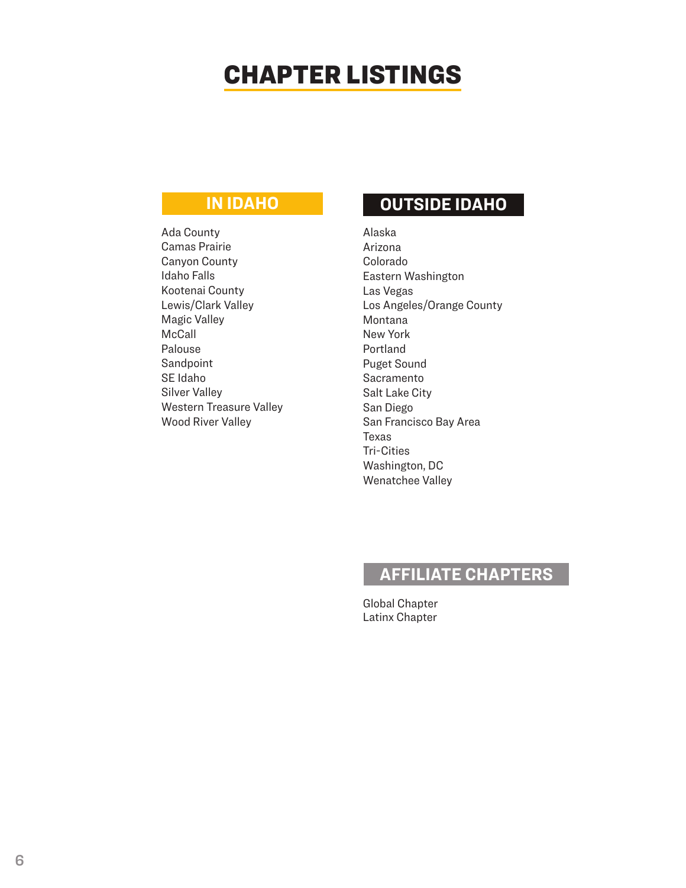# CHAPTER LISTINGS

## IN IDAHO

- Ada County
- Camas Prairie
- Canyon County
- Idaho Falls
- Kootenai County
- Lewis/Clark Valley
- Magic Valley
- McCall
- Palouse
- Sandpoint
- SE Idaho
- Silver Valley
- Western Treasure Valley
- Wood River Valley

## OUTSIDE IDAHO

- Alaska
- Arizona
- Colorado
- Eastern Washington
- Las Vegas
- Los Angeles/Orange County
- Montana
- New York
- Portland
- Puget Sound
- Sacramento
- Salt Lake City
- San Diego
- San Francisco Bay Area
- Texas
- Tri-Cities
- Washington, DC
- Wenatchee Valley

## AFFILIATE CHAPTERS

- Global Chapter
- Latinx Chapter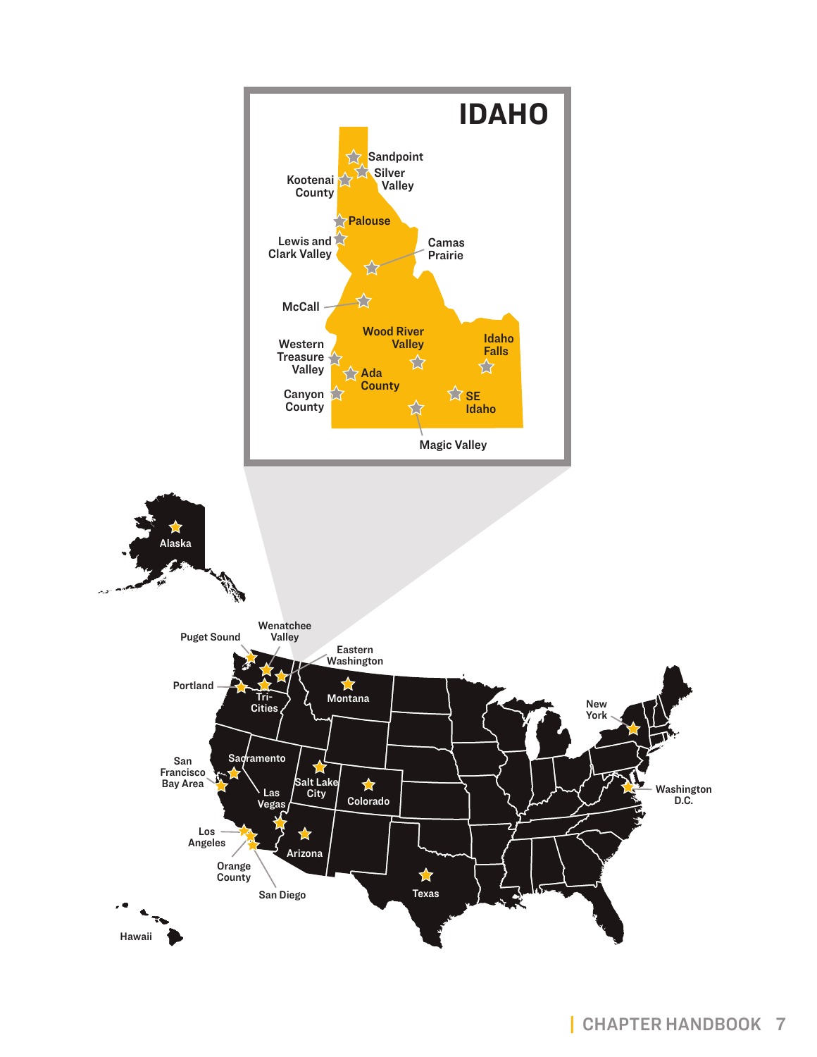# IDAHO

Sandpoint
Silver Valley
Kootenai County
Palouse
Lewis and Clark Valley
Camas Prairie
McCall
Wood River Valley
Idaho Falls
Western Treasure Valley
Ada County
Canyon County
SE Idaho
Magic Valley

Alaska
Puget Sound
Wenatchee Valley
Eastern Washington
Portland
Tri-Cities
Montana
New York
San Francisco Bay Area
Sacramento
Salt Lake City
Colorado
Las Vegas
Washington D.C.
Los Angeles
Arizona
Orange County
San Diego
Texas
Hawaii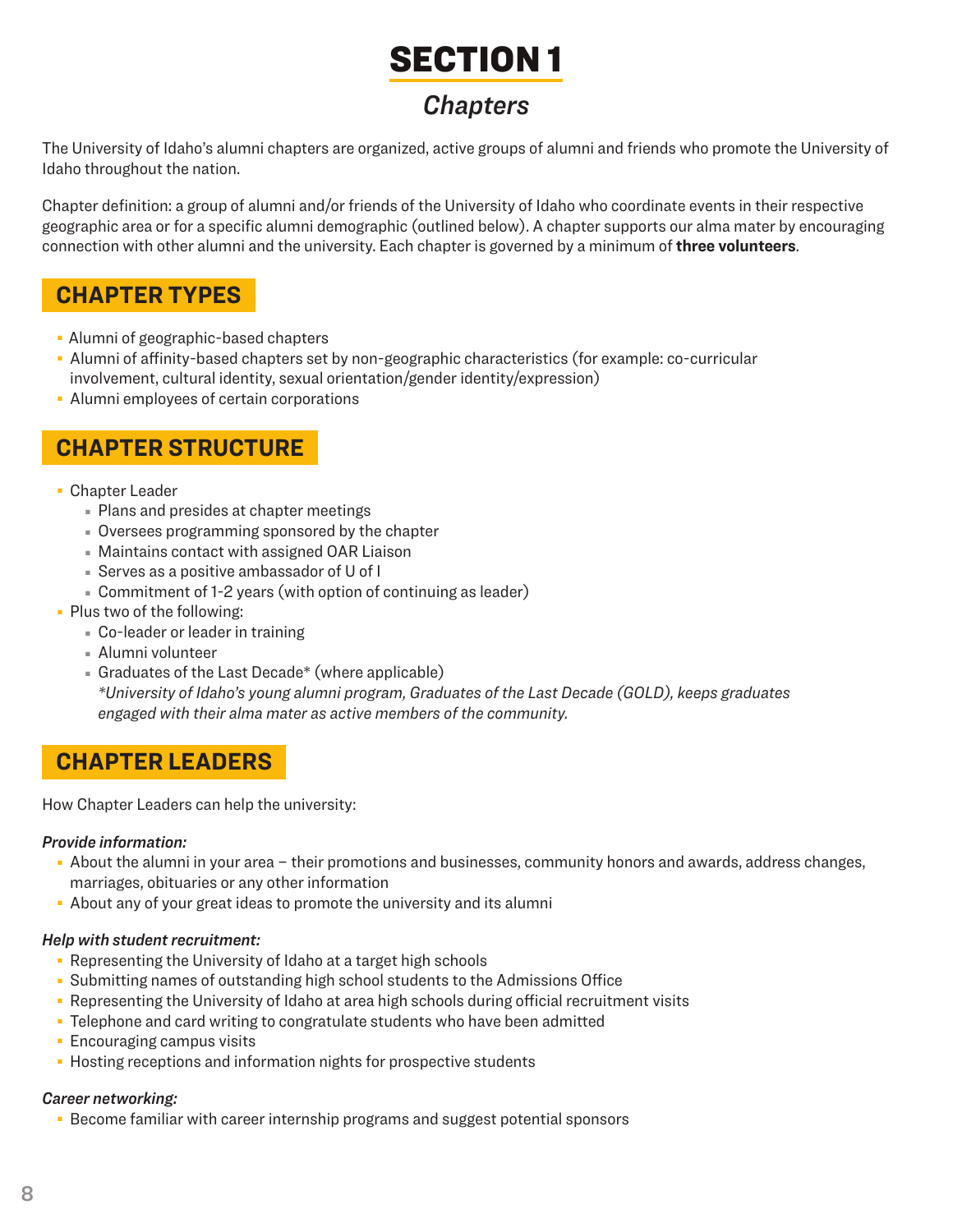# SECTION 1

## *Chapters*

The University of Idaho's alumni chapters are organized, active groups of alumni and friends who promote the University of Idaho throughout the nation.

Chapter definition: a group of alumni and/or friends of the University of Idaho who coordinate events in their respective geographic area or for a specific alumni demographic (outlined below). A chapter supports our alma mater by encouraging connection with other alumni and the university. Each chapter is governed by a minimum of **three volunteers**.

## CHAPTER TYPES

- Alumni of geographic-based chapters
- Alumni of affinity-based chapters set by non-geographic characteristics (for example: co-curricular involvement, cultural identity, sexual orientation/gender identity/expression)
- Alumni employees of certain corporations

## CHAPTER STRUCTURE

- Chapter Leader
  - Plans and presides at chapter meetings
  - Oversees programming sponsored by the chapter
  - Maintains contact with assigned OAR Liaison
  - Serves as a positive ambassador of U of I
  - Commitment of 1-2 years (with option of continuing as leader)
- Plus two of the following:
  - Co-leader or leader in training
  - Alumni volunteer
  - Graduates of the Last Decade* (where applicable)
    *\*University of Idaho's young alumni program, Graduates of the Last Decade (GOLD), keeps graduates engaged with their alma mater as active members of the community.*

## CHAPTER LEADERS

How Chapter Leaders can help the university:

***Provide information:***

- About the alumni in your area – their promotions and businesses, community honors and awards, address changes, marriages, obituaries or any other information
- About any of your great ideas to promote the university and its alumni

***Help with student recruitment:***

- Representing the University of Idaho at a target high schools
- Submitting names of outstanding high school students to the Admissions Office
- Representing the University of Idaho at area high schools during official recruitment visits
- Telephone and card writing to congratulate students who have been admitted
- Encouraging campus visits
- Hosting receptions and information nights for prospective students

***Career networking:***

- Become familiar with career internship programs and suggest potential sponsors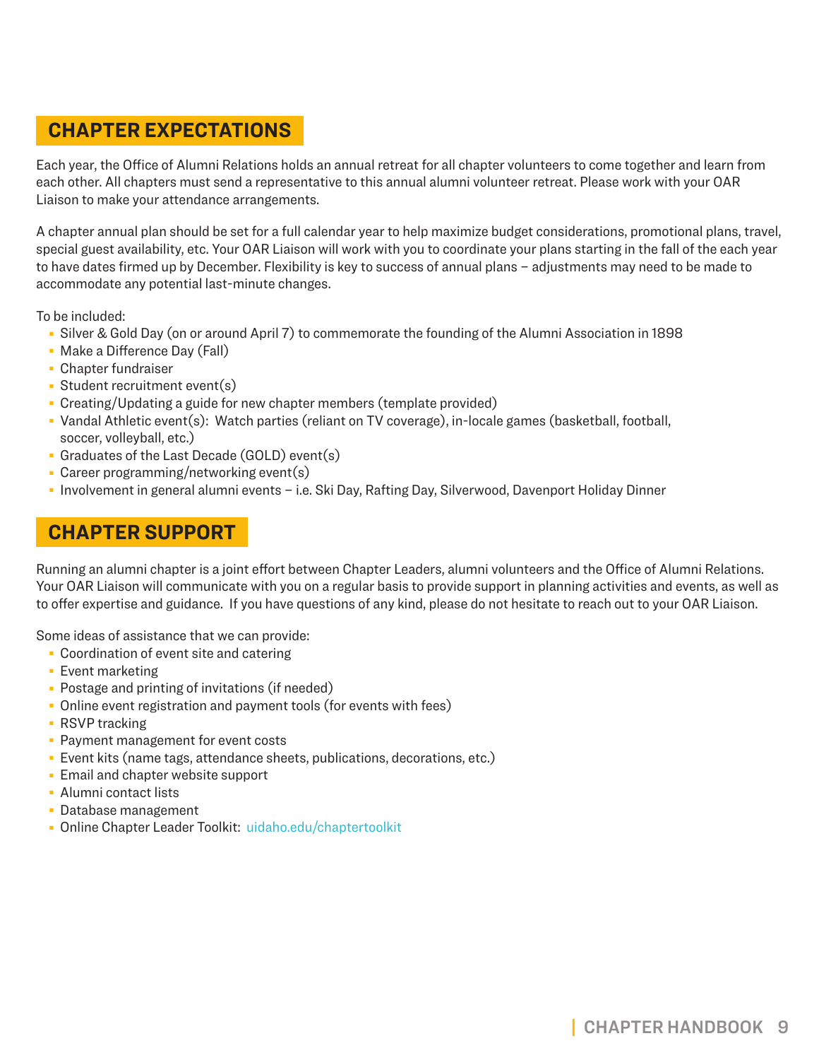## CHAPTER EXPECTATIONS

Each year, the Office of Alumni Relations holds an annual retreat for all chapter volunteers to come together and learn from each other. All chapters must send a representative to this annual alumni volunteer retreat. Please work with your OAR Liaison to make your attendance arrangements.

A chapter annual plan should be set for a full calendar year to help maximize budget considerations, promotional plans, travel, special guest availability, etc. Your OAR Liaison will work with you to coordinate your plans starting in the fall of the each year to have dates firmed up by December. Flexibility is key to success of annual plans – adjustments may need to be made to accommodate any potential last-minute changes.

To be included:

- Silver & Gold Day (on or around April 7) to commemorate the founding of the Alumni Association in 1898
- Make a Difference Day (Fall)
- Chapter fundraiser
- Student recruitment event(s)
- Creating/Updating a guide for new chapter members (template provided)
- Vandal Athletic event(s): Watch parties (reliant on TV coverage), in-locale games (basketball, football, soccer, volleyball, etc.)
- Graduates of the Last Decade (GOLD) event(s)
- Career programming/networking event(s)
- Involvement in general alumni events – i.e. Ski Day, Rafting Day, Silverwood, Davenport Holiday Dinner

## CHAPTER SUPPORT

Running an alumni chapter is a joint effort between Chapter Leaders, alumni volunteers and the Office of Alumni Relations. Your OAR Liaison will communicate with you on a regular basis to provide support in planning activities and events, as well as to offer expertise and guidance. If you have questions of any kind, please do not hesitate to reach out to your OAR Liaison.

Some ideas of assistance that we can provide:

- Coordination of event site and catering
- Event marketing
- Postage and printing of invitations (if needed)
- Online event registration and payment tools (for events with fees)
- RSVP tracking
- Payment management for event costs
- Event kits (name tags, attendance sheets, publications, decorations, etc.)
- Email and chapter website support
- Alumni contact lists
- Database management
- Online Chapter Leader Toolkit: uidaho.edu/chaptertoolkit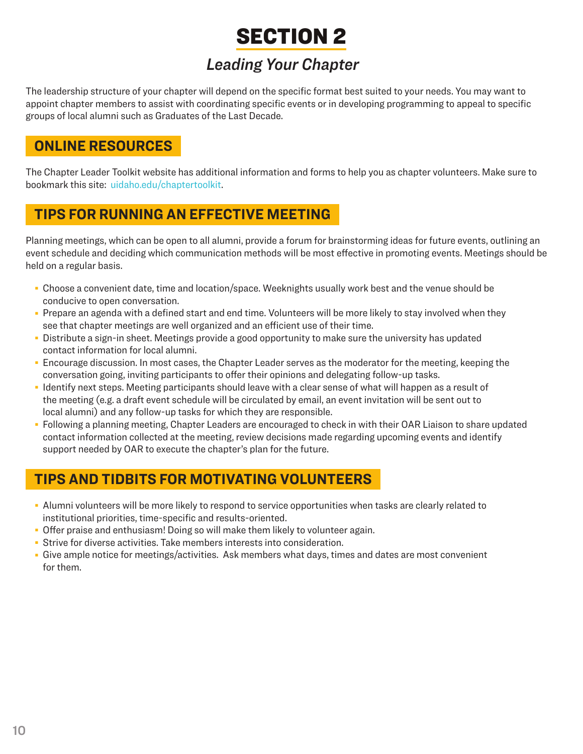# SECTION 2

## *Leading Your Chapter*

The leadership structure of your chapter will depend on the specific format best suited to your needs. You may want to appoint chapter members to assist with coordinating specific events or in developing programming to appeal to specific groups of local alumni such as Graduates of the Last Decade.

### ONLINE RESOURCES

The Chapter Leader Toolkit website has additional information and forms to help you as chapter volunteers. Make sure to bookmark this site: uidaho.edu/chaptertoolkit.

### TIPS FOR RUNNING AN EFFECTIVE MEETING

Planning meetings, which can be open to all alumni, provide a forum for brainstorming ideas for future events, outlining an event schedule and deciding which communication methods will be most effective in promoting events. Meetings should be held on a regular basis.

- Choose a convenient date, time and location/space. Weeknights usually work best and the venue should be conducive to open conversation.
- Prepare an agenda with a defined start and end time. Volunteers will be more likely to stay involved when they see that chapter meetings are well organized and an efficient use of their time.
- Distribute a sign-in sheet. Meetings provide a good opportunity to make sure the university has updated contact information for local alumni.
- Encourage discussion. In most cases, the Chapter Leader serves as the moderator for the meeting, keeping the conversation going, inviting participants to offer their opinions and delegating follow-up tasks.
- Identify next steps. Meeting participants should leave with a clear sense of what will happen as a result of the meeting (e.g. a draft event schedule will be circulated by email, an event invitation will be sent out to local alumni) and any follow-up tasks for which they are responsible.
- Following a planning meeting, Chapter Leaders are encouraged to check in with their OAR Liaison to share updated contact information collected at the meeting, review decisions made regarding upcoming events and identify support needed by OAR to execute the chapter's plan for the future.

### TIPS AND TIDBITS FOR MOTIVATING VOLUNTEERS

- Alumni volunteers will be more likely to respond to service opportunities when tasks are clearly related to institutional priorities, time-specific and results-oriented.
- Offer praise and enthusiasm! Doing so will make them likely to volunteer again.
- Strive for diverse activities. Take members interests into consideration.
- Give ample notice for meetings/activities. Ask members what days, times and dates are most convenient for them.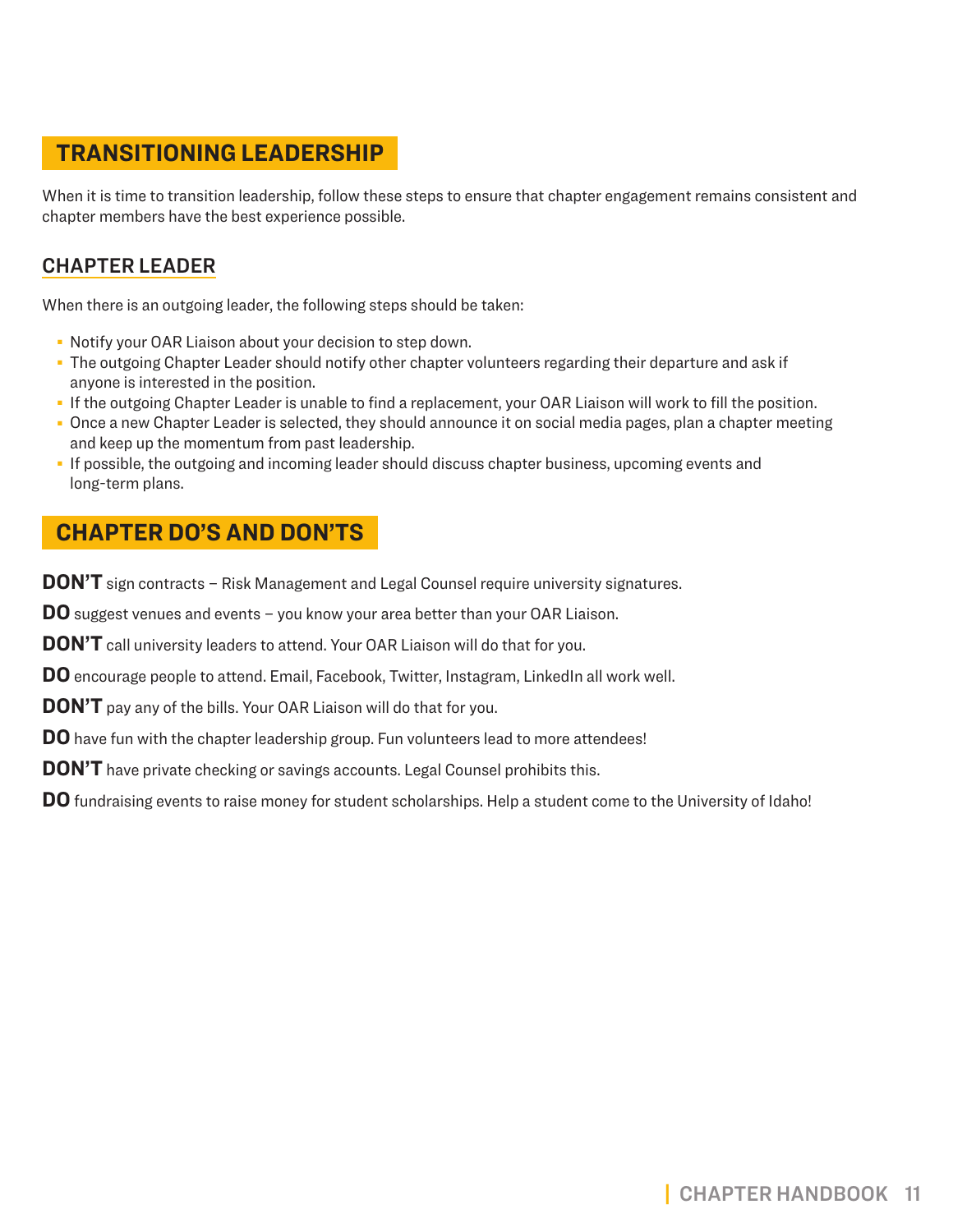## TRANSITIONING LEADERSHIP

When it is time to transition leadership, follow these steps to ensure that chapter engagement remains consistent and chapter members have the best experience possible.

### CHAPTER LEADER

When there is an outgoing leader, the following steps should be taken:

- Notify your OAR Liaison about your decision to step down.
- The outgoing Chapter Leader should notify other chapter volunteers regarding their departure and ask if anyone is interested in the position.
- If the outgoing Chapter Leader is unable to find a replacement, your OAR Liaison will work to fill the position.
- Once a new Chapter Leader is selected, they should announce it on social media pages, plan a chapter meeting and keep up the momentum from past leadership.
- If possible, the outgoing and incoming leader should discuss chapter business, upcoming events and long-term plans.

## CHAPTER DO'S AND DON'TS

**DON'T** sign contracts – Risk Management and Legal Counsel require university signatures.

**DO** suggest venues and events – you know your area better than your OAR Liaison.

**DON'T** call university leaders to attend. Your OAR Liaison will do that for you.

**DO** encourage people to attend. Email, Facebook, Twitter, Instagram, LinkedIn all work well.

**DON'T** pay any of the bills. Your OAR Liaison will do that for you.

**DO** have fun with the chapter leadership group. Fun volunteers lead to more attendees!

**DON'T** have private checking or savings accounts. Legal Counsel prohibits this.

**DO** fundraising events to raise money for student scholarships. Help a student come to the University of Idaho!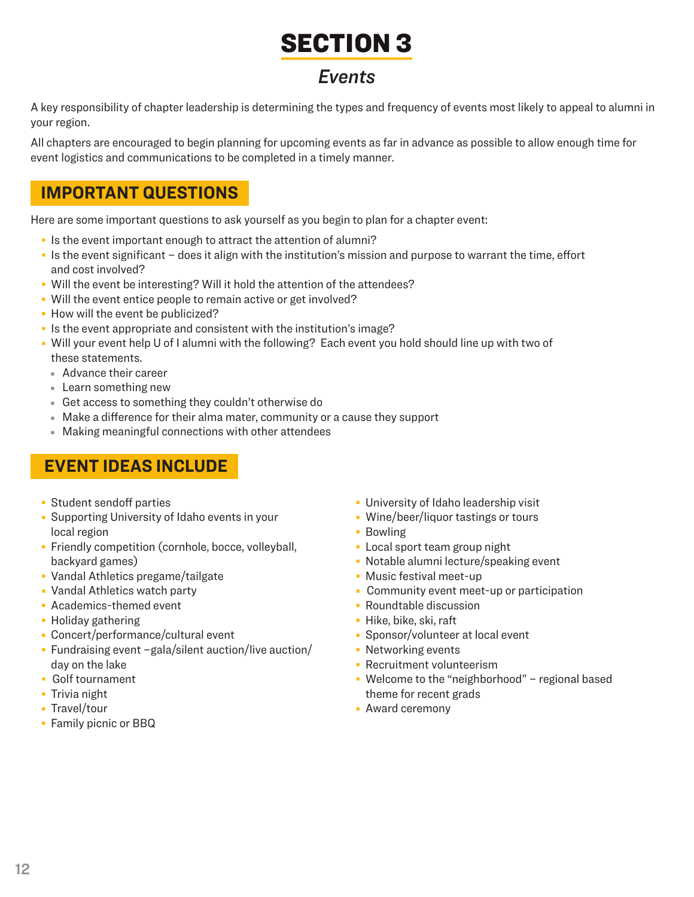# SECTION 3

## *Events*

A key responsibility of chapter leadership is determining the types and frequency of events most likely to appeal to alumni in your region.

All chapters are encouraged to begin planning for upcoming events as far in advance as possible to allow enough time for event logistics and communications to be completed in a timely manner.

## IMPORTANT QUESTIONS

Here are some important questions to ask yourself as you begin to plan for a chapter event:

- Is the event important enough to attract the attention of alumni?
- Is the event significant – does it align with the institution's mission and purpose to warrant the time, effort and cost involved?
- Will the event be interesting? Will it hold the attention of the attendees?
- Will the event entice people to remain active or get involved?
- How will the event be publicized?
- Is the event appropriate and consistent with the institution's image?
- Will your event help U of I alumni with the following? Each event you hold should line up with two of these statements.
  - Advance their career
  - Learn something new
  - Get access to something they couldn't otherwise do
  - Make a difference for their alma mater, community or a cause they support
  - Making meaningful connections with other attendees

## EVENT IDEAS INCLUDE

- Student sendoff parties
- Supporting University of Idaho events in your local region
- Friendly competition (cornhole, bocce, volleyball, backyard games)
- Vandal Athletics pregame/tailgate
- Vandal Athletics watch party
- Academics-themed event
- Holiday gathering
- Concert/performance/cultural event
- Fundraising event –gala/silent auction/live auction/ day on the lake
- Golf tournament
- Trivia night
- Travel/tour
- Family picnic or BBQ
- University of Idaho leadership visit
- Wine/beer/liquor tastings or tours
- Bowling
- Local sport team group night
- Notable alumni lecture/speaking event
- Music festival meet-up
- Community event meet-up or participation
- Roundtable discussion
- Hike, bike, ski, raft
- Sponsor/volunteer at local event
- Networking events
- Recruitment volunteerism
- Welcome to the "neighborhood" – regional based theme for recent grads
- Award ceremony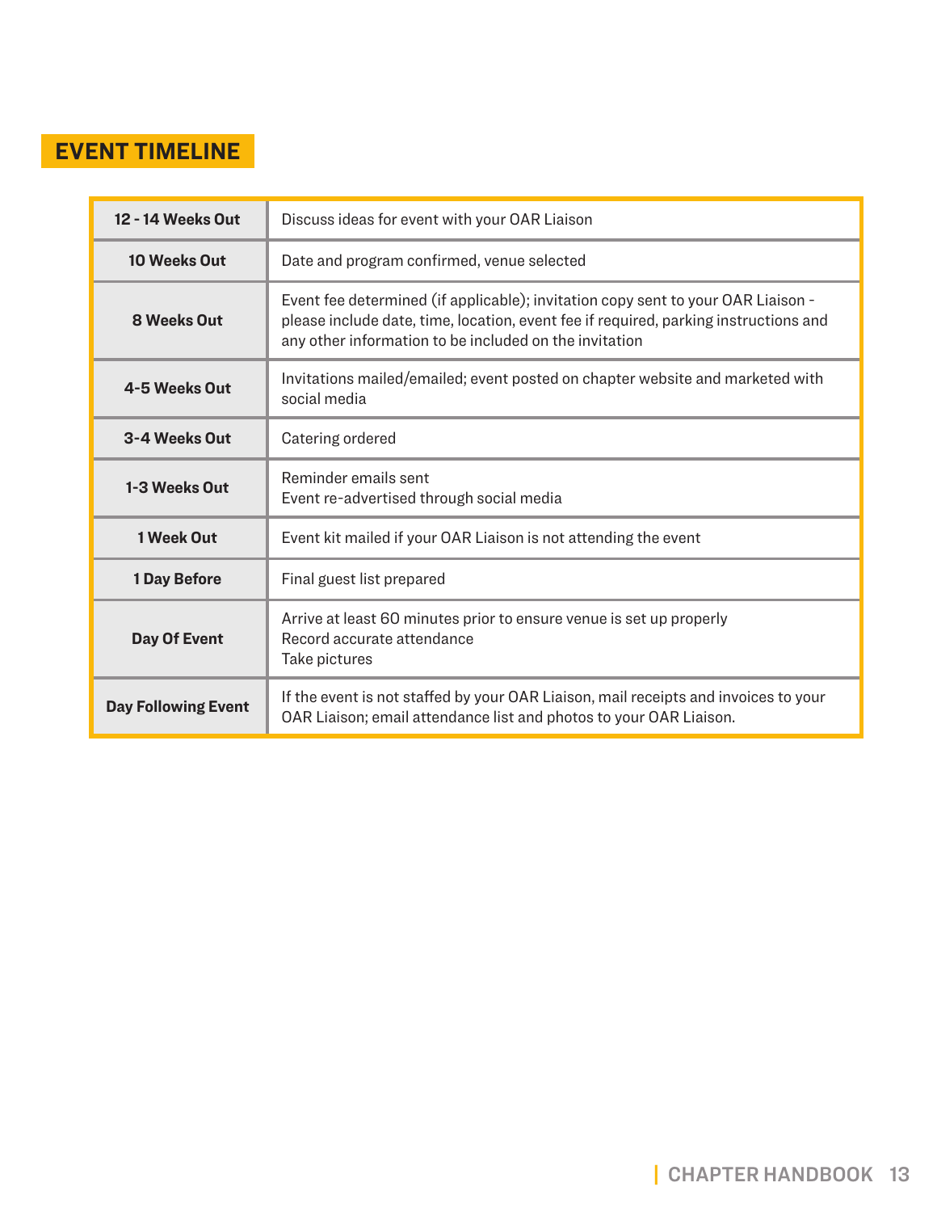## EVENT TIMELINE

| Timeframe | Task |
|---|---|
| **12 - 14 Weeks Out** | Discuss ideas for event with your OAR Liaison |
| **10 Weeks Out** | Date and program confirmed, venue selected |
| **8 Weeks Out** | Event fee determined (if applicable); invitation copy sent to your OAR Liaison - please include date, time, location, event fee if required, parking instructions and any other information to be included on the invitation |
| **4-5 Weeks Out** | Invitations mailed/emailed; event posted on chapter website and marketed with social media |
| **3-4 Weeks Out** | Catering ordered |
| **1-3 Weeks Out** | Reminder emails sent<br>Event re-advertised through social media |
| **1 Week Out** | Event kit mailed if your OAR Liaison is not attending the event |
| **1 Day Before** | Final guest list prepared |
| **Day Of Event** | Arrive at least 60 minutes prior to ensure venue is set up properly<br>Record accurate attendance<br>Take pictures |
| **Day Following Event** | If the event is not staffed by your OAR Liaison, mail receipts and invoices to your OAR Liaison; email attendance list and photos to your OAR Liaison. |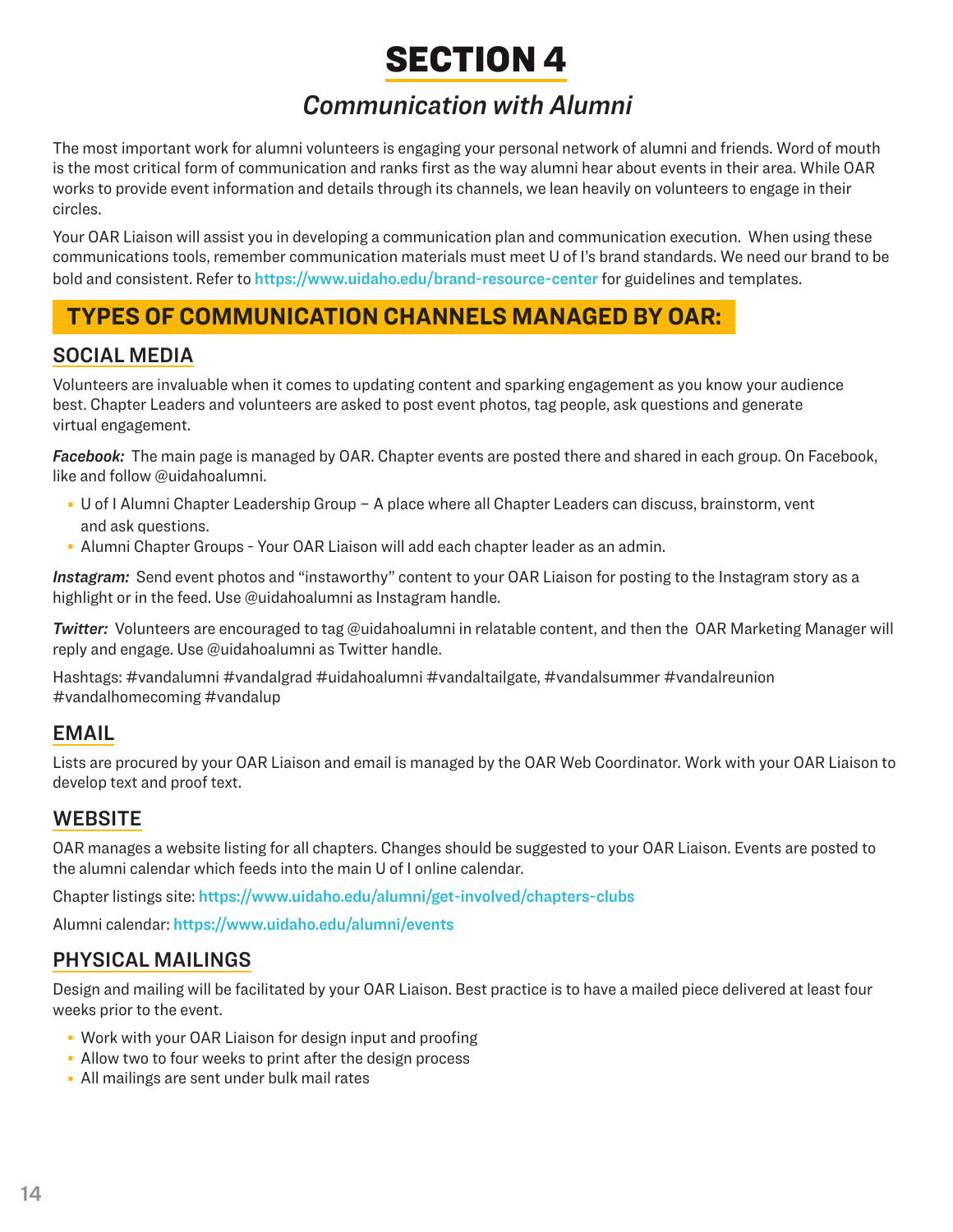# SECTION 4

## *Communication with Alumni*

The most important work for alumni volunteers is engaging your personal network of alumni and friends. Word of mouth is the most critical form of communication and ranks first as the way alumni hear about events in their area. While OAR works to provide event information and details through its channels, we lean heavily on volunteers to engage in their circles.

Your OAR Liaison will assist you in developing a communication plan and communication execution. When using these communications tools, remember communication materials must meet U of I's brand standards. We need our brand to be bold and consistent. Refer to https://www.uidaho.edu/brand-resource-center for guidelines and templates.

## TYPES OF COMMUNICATION CHANNELS MANAGED BY OAR:

### SOCIAL MEDIA

Volunteers are invaluable when it comes to updating content and sparking engagement as you know your audience best. Chapter Leaders and volunteers are asked to post event photos, tag people, ask questions and generate virtual engagement.

***Facebook:*** The main page is managed by OAR. Chapter events are posted there and shared in each group. On Facebook, like and follow @uidahoalumni.

- U of I Alumni Chapter Leadership Group – A place where all Chapter Leaders can discuss, brainstorm, vent and ask questions.
- Alumni Chapter Groups - Your OAR Liaison will add each chapter leader as an admin.

***Instagram:*** Send event photos and "instaworthy" content to your OAR Liaison for posting to the Instagram story as a highlight or in the feed. Use @uidahoalumni as Instagram handle.

***Twitter:*** Volunteers are encouraged to tag @uidahoalumni in relatable content, and then the OAR Marketing Manager will reply and engage. Use @uidahoalumni as Twitter handle.

Hashtags: #vandalumni #vandalgrad #uidahoalumni #vandaltailgate, #vandalsummer #vandalreunion #vandalhomecoming #vandalup

### EMAIL

Lists are procured by your OAR Liaison and email is managed by the OAR Web Coordinator. Work with your OAR Liaison to develop text and proof text.

### WEBSITE

OAR manages a website listing for all chapters. Changes should be suggested to your OAR Liaison. Events are posted to the alumni calendar which feeds into the main U of I online calendar.

Chapter listings site: https://www.uidaho.edu/alumni/get-involved/chapters-clubs

Alumni calendar: https://www.uidaho.edu/alumni/events

### PHYSICAL MAILINGS

Design and mailing will be facilitated by your OAR Liaison. Best practice is to have a mailed piece delivered at least four weeks prior to the event.

- Work with your OAR Liaison for design input and proofing
- Allow two to four weeks to print after the design process
- All mailings are sent under bulk mail rates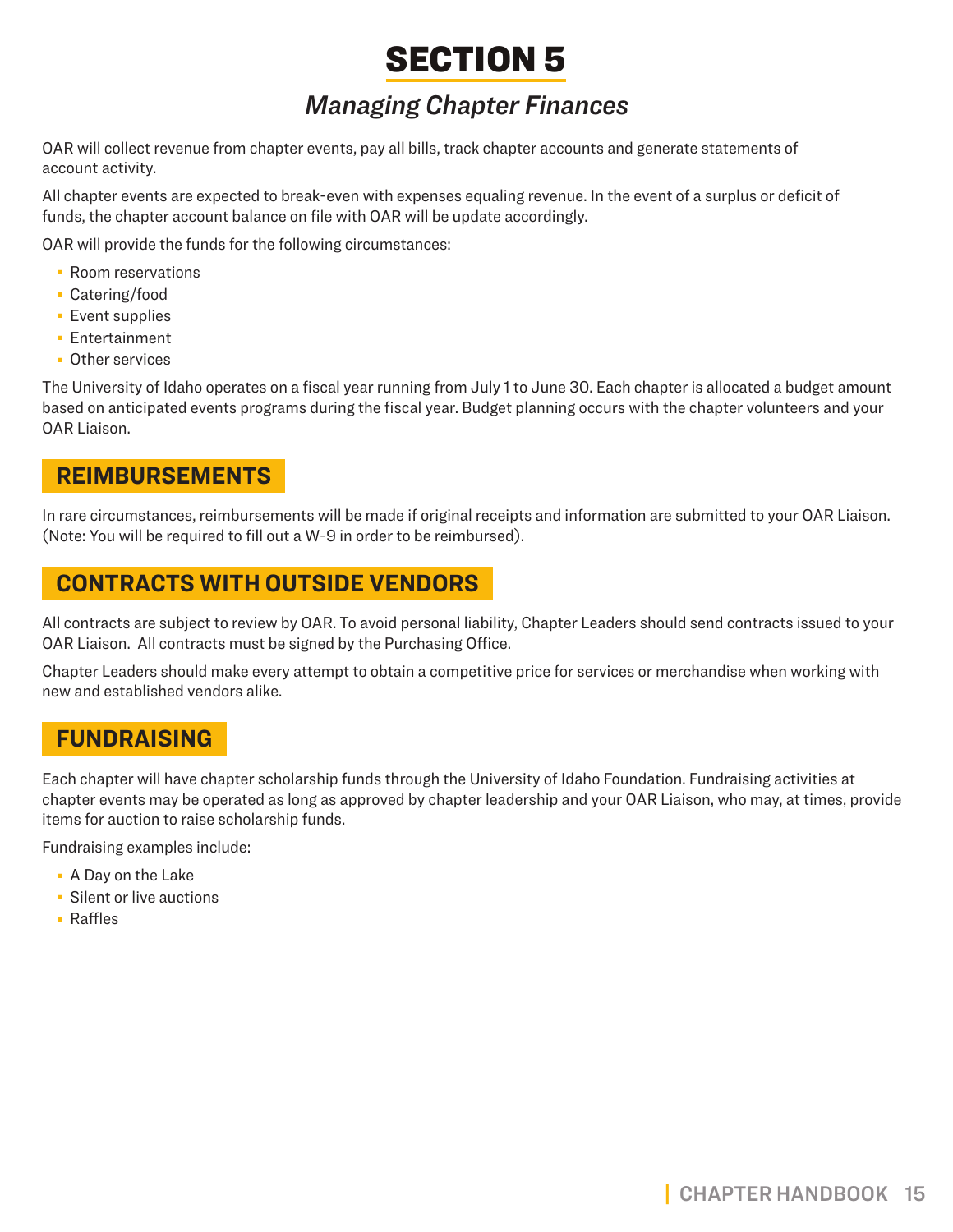# SECTION 5

## *Managing Chapter Finances*

OAR will collect revenue from chapter events, pay all bills, track chapter accounts and generate statements of account activity.

All chapter events are expected to break-even with expenses equaling revenue. In the event of a surplus or deficit of funds, the chapter account balance on file with OAR will be update accordingly.

OAR will provide the funds for the following circumstances:

- Room reservations
- Catering/food
- Event supplies
- Entertainment
- Other services

The University of Idaho operates on a fiscal year running from July 1 to June 30. Each chapter is allocated a budget amount based on anticipated events programs during the fiscal year. Budget planning occurs with the chapter volunteers and your OAR Liaison.

## REIMBURSEMENTS

In rare circumstances, reimbursements will be made if original receipts and information are submitted to your OAR Liaison. (Note: You will be required to fill out a W-9 in order to be reimbursed).

## CONTRACTS WITH OUTSIDE VENDORS

All contracts are subject to review by OAR. To avoid personal liability, Chapter Leaders should send contracts issued to your OAR Liaison. All contracts must be signed by the Purchasing Office.

Chapter Leaders should make every attempt to obtain a competitive price for services or merchandise when working with new and established vendors alike.

## FUNDRAISING

Each chapter will have chapter scholarship funds through the University of Idaho Foundation. Fundraising activities at chapter events may be operated as long as approved by chapter leadership and your OAR Liaison, who may, at times, provide items for auction to raise scholarship funds.

Fundraising examples include:

- A Day on the Lake
- Silent or live auctions
- Raffles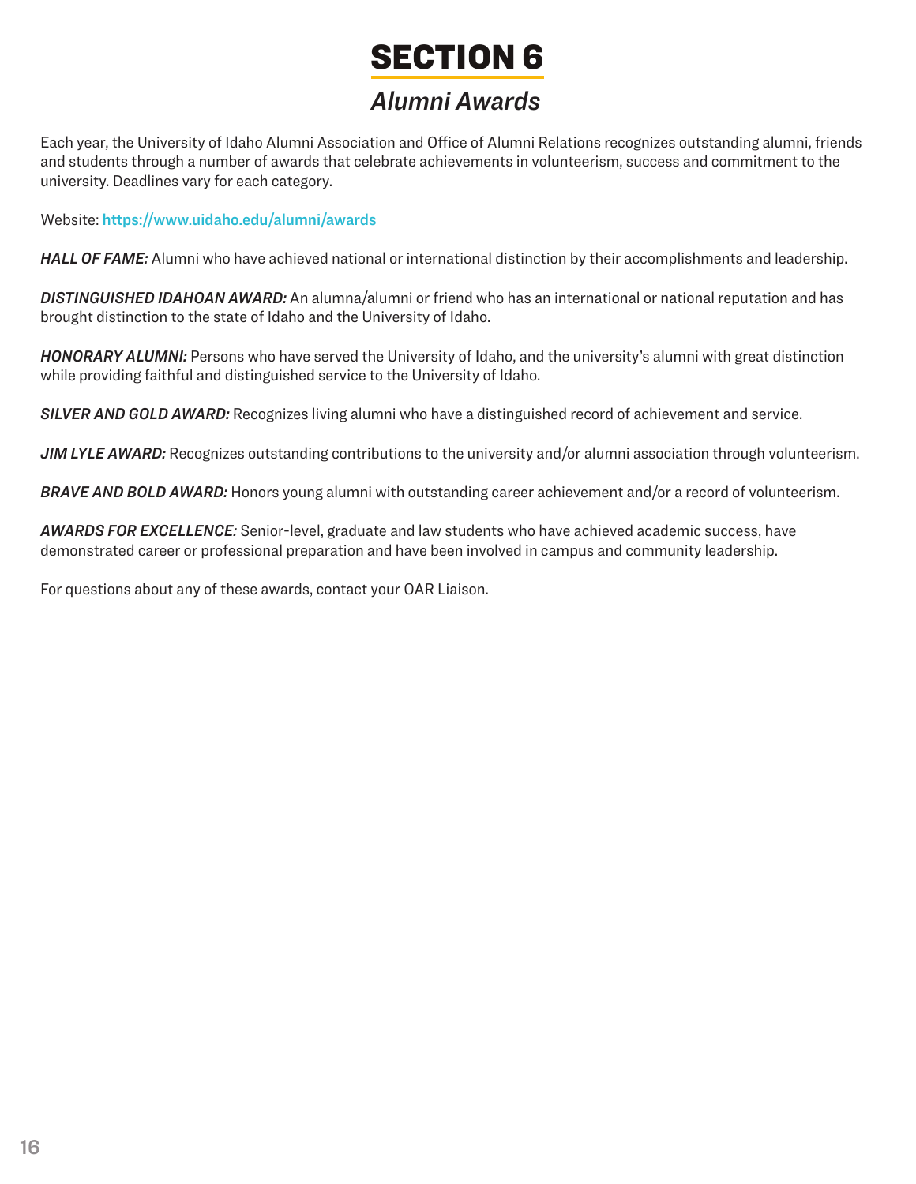# SECTION 6

## *Alumni Awards*

Each year, the University of Idaho Alumni Association and Office of Alumni Relations recognizes outstanding alumni, friends and students through a number of awards that celebrate achievements in volunteerism, success and commitment to the university. Deadlines vary for each category.

Website: **https://www.uidaho.edu/alumni/awards**

***HALL OF FAME:*** Alumni who have achieved national or international distinction by their accomplishments and leadership.

***DISTINGUISHED IDAHOAN AWARD:*** An alumna/alumni or friend who has an international or national reputation and has brought distinction to the state of Idaho and the University of Idaho.

***HONORARY ALUMNI:*** Persons who have served the University of Idaho, and the university's alumni with great distinction while providing faithful and distinguished service to the University of Idaho.

***SILVER AND GOLD AWARD:*** Recognizes living alumni who have a distinguished record of achievement and service.

***JIM LYLE AWARD:*** Recognizes outstanding contributions to the university and/or alumni association through volunteerism.

***BRAVE AND BOLD AWARD:*** Honors young alumni with outstanding career achievement and/or a record of volunteerism.

***AWARDS FOR EXCELLENCE:*** Senior-level, graduate and law students who have achieved academic success, have demonstrated career or professional preparation and have been involved in campus and community leadership.

For questions about any of these awards, contact your OAR Liaison.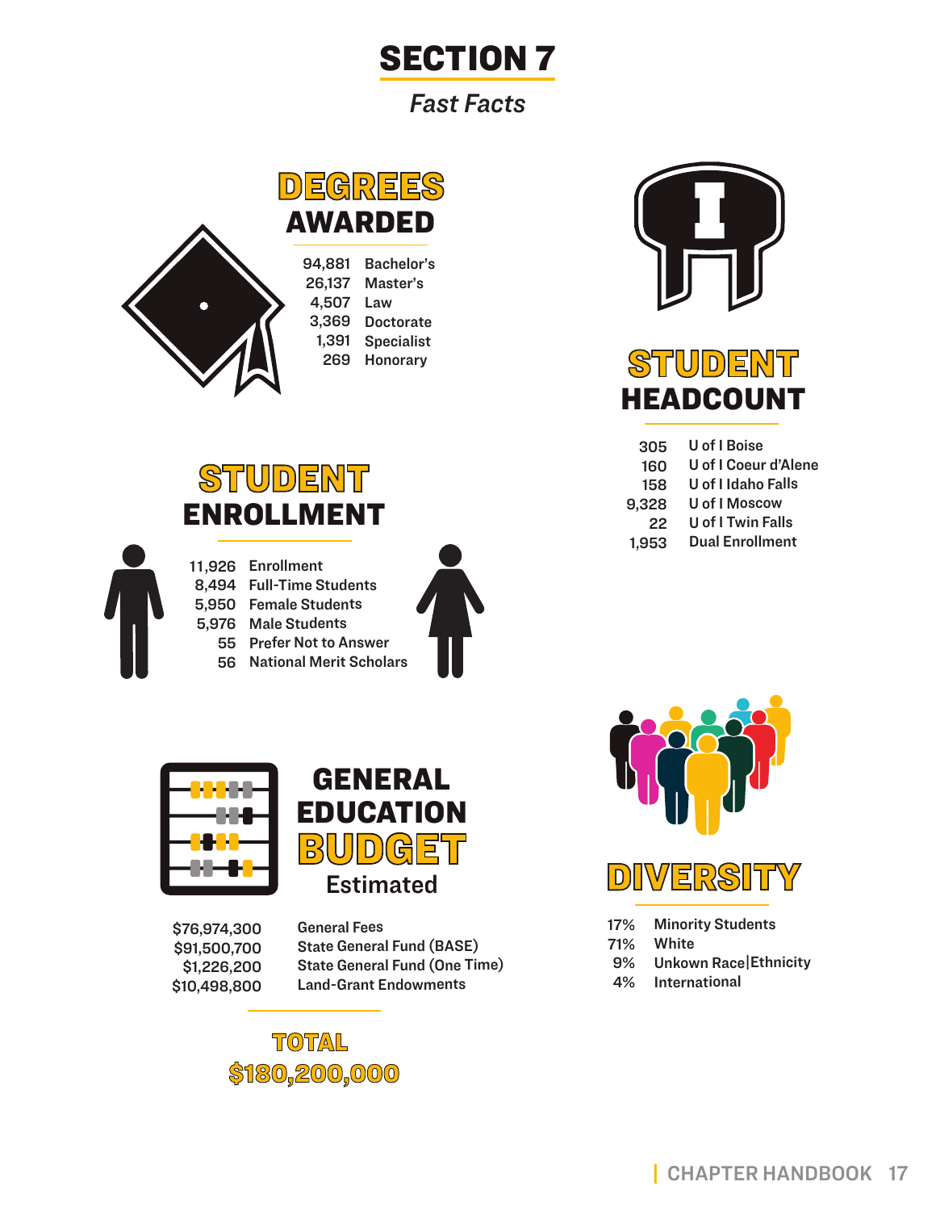# SECTION 7

*Fast Facts*

## DEGREES AWARDED

| | |
|---|---|
| 94,881 | Bachelor's |
| 26,137 | Master's |
| 4,507 | Law |
| 3,369 | Doctorate |
| 1,391 | Specialist |
| 269 | Honorary |

## STUDENT HEADCOUNT

| | |
|---|---|
| 305 | U of I Boise |
| 160 | U of I Coeur d'Alene |
| 158 | U of I Idaho Falls |
| 9,328 | U of I Moscow |
| 22 | U of I Twin Falls |
| 1,953 | Dual Enrollment |

## STUDENT ENROLLMENT

| | |
|---|---|
| 11,926 | Enrollment |
| 8,494 | Full-Time Students |
| 5,950 | Female Students |
| 5,976 | Male Students |
| 55 | Prefer Not to Answer |
| 56 | National Merit Scholars |

## GENERAL EDUCATION BUDGET

Estimated

| | |
|---|---|
| $76,974,300 | General Fees |
| $91,500,700 | State General Fund (BASE) |
| $1,226,200 | State General Fund (One Time) |
| $10,498,800 | Land-Grant Endowments |

**TOTAL**
**$180,200,000**

## DIVERSITY

| | |
|---|---|
| 17% | Minority Students |
| 71% | White |
| 9% | Unkown Race\|Ethnicity |
| 4% | International |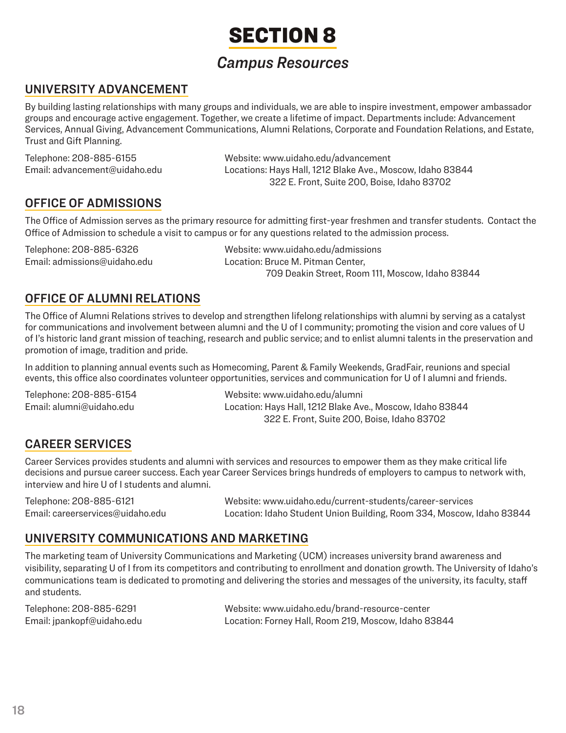# SECTION 8

## *Campus Resources*

### UNIVERSITY ADVANCEMENT

By building lasting relationships with many groups and individuals, we are able to inspire investment, empower ambassador groups and encourage active engagement. Together, we create a lifetime of impact. Departments include: Advancement Services, Annual Giving, Advancement Communications, Alumni Relations, Corporate and Foundation Relations, and Estate, Trust and Gift Planning.

Telephone: 208-885-6155
Email: advancement@uidaho.edu
Website: www.uidaho.edu/advancement
Locations: Hays Hall, 1212 Blake Ave., Moscow, Idaho 83844
322 E. Front, Suite 200, Boise, Idaho 83702

### OFFICE OF ADMISSIONS

The Office of Admission serves as the primary resource for admitting first-year freshmen and transfer students. Contact the Office of Admission to schedule a visit to campus or for any questions related to the admission process.

Telephone: 208-885-6326
Email: admissions@uidaho.edu
Website: www.uidaho.edu/admissions
Location: Bruce M. Pitman Center,
709 Deakin Street, Room 111, Moscow, Idaho 83844

### OFFICE OF ALUMNI RELATIONS

The Office of Alumni Relations strives to develop and strengthen lifelong relationships with alumni by serving as a catalyst for communications and involvement between alumni and the U of I community; promoting the vision and core values of U of I's historic land grant mission of teaching, research and public service; and to enlist alumni talents in the preservation and promotion of image, tradition and pride.

In addition to planning annual events such as Homecoming, Parent & Family Weekends, GradFair, reunions and special events, this office also coordinates volunteer opportunities, services and communication for U of I alumni and friends.

Telephone: 208-885-6154
Email: alumni@uidaho.edu
Website: www.uidaho.edu/alumni
Location: Hays Hall, 1212 Blake Ave., Moscow, Idaho 83844
322 E. Front, Suite 200, Boise, Idaho 83702

### CAREER SERVICES

Career Services provides students and alumni with services and resources to empower them as they make critical life decisions and pursue career success. Each year Career Services brings hundreds of employers to campus to network with, interview and hire U of I students and alumni.

Telephone: 208-885-6121
Email: careerservices@uidaho.edu
Website: www.uidaho.edu/current-students/career-services
Location: Idaho Student Union Building, Room 334, Moscow, Idaho 83844

### UNIVERSITY COMMUNICATIONS AND MARKETING

The marketing team of University Communications and Marketing (UCM) increases university brand awareness and visibility, separating U of I from its competitors and contributing to enrollment and donation growth. The University of Idaho's communications team is dedicated to promoting and delivering the stories and messages of the university, its faculty, staff and students.

Telephone: 208-885-6291
Email: jpankopf@uidaho.edu
Website: www.uidaho.edu/brand-resource-center
Location: Forney Hall, Room 219, Moscow, Idaho 83844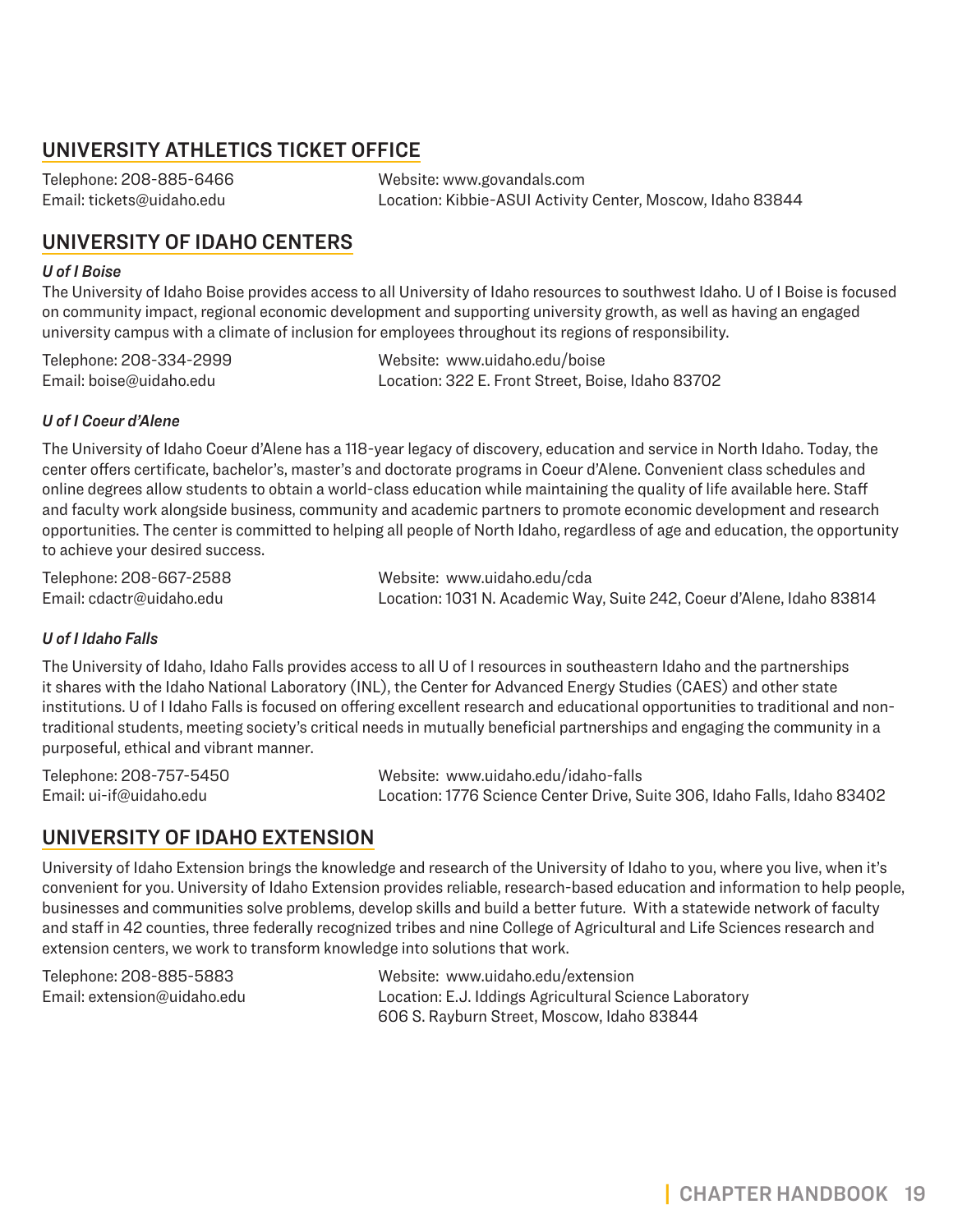## UNIVERSITY ATHLETICS TICKET OFFICE

Telephone: 208-885-6466
Email: tickets@uidaho.edu
Website: www.govandals.com
Location: Kibbie-ASUI Activity Center, Moscow, Idaho 83844

## UNIVERSITY OF IDAHO CENTERS

### *U of I Boise*

The University of Idaho Boise provides access to all University of Idaho resources to southwest Idaho. U of I Boise is focused on community impact, regional economic development and supporting university growth, as well as having an engaged university campus with a climate of inclusion for employees throughout its regions of responsibility.

Telephone: 208-334-2999
Email: boise@uidaho.edu
Website: www.uidaho.edu/boise
Location: 322 E. Front Street, Boise, Idaho 83702

### *U of I Coeur d'Alene*

The University of Idaho Coeur d'Alene has a 118-year legacy of discovery, education and service in North Idaho. Today, the center offers certificate, bachelor's, master's and doctorate programs in Coeur d'Alene. Convenient class schedules and online degrees allow students to obtain a world-class education while maintaining the quality of life available here. Staff and faculty work alongside business, community and academic partners to promote economic development and research opportunities. The center is committed to helping all people of North Idaho, regardless of age and education, the opportunity to achieve your desired success.

Telephone: 208-667-2588
Email: cdactr@uidaho.edu
Website: www.uidaho.edu/cda
Location: 1031 N. Academic Way, Suite 242, Coeur d'Alene, Idaho 83814

### *U of I Idaho Falls*

The University of Idaho, Idaho Falls provides access to all U of I resources in southeastern Idaho and the partnerships it shares with the Idaho National Laboratory (INL), the Center for Advanced Energy Studies (CAES) and other state institutions. U of I Idaho Falls is focused on offering excellent research and educational opportunities to traditional and non-traditional students, meeting society's critical needs in mutually beneficial partnerships and engaging the community in a purposeful, ethical and vibrant manner.

Telephone: 208-757-5450
Email: ui-if@uidaho.edu
Website: www.uidaho.edu/idaho-falls
Location: 1776 Science Center Drive, Suite 306, Idaho Falls, Idaho 83402

## UNIVERSITY OF IDAHO EXTENSION

University of Idaho Extension brings the knowledge and research of the University of Idaho to you, where you live, when it's convenient for you. University of Idaho Extension provides reliable, research-based education and information to help people, businesses and communities solve problems, develop skills and build a better future. With a statewide network of faculty and staff in 42 counties, three federally recognized tribes and nine College of Agricultural and Life Sciences research and extension centers, we work to transform knowledge into solutions that work.

Telephone: 208-885-5883
Email: extension@uidaho.edu
Website: www.uidaho.edu/extension
Location: E.J. Iddings Agricultural Science Laboratory
606 S. Rayburn Street, Moscow, Idaho 83844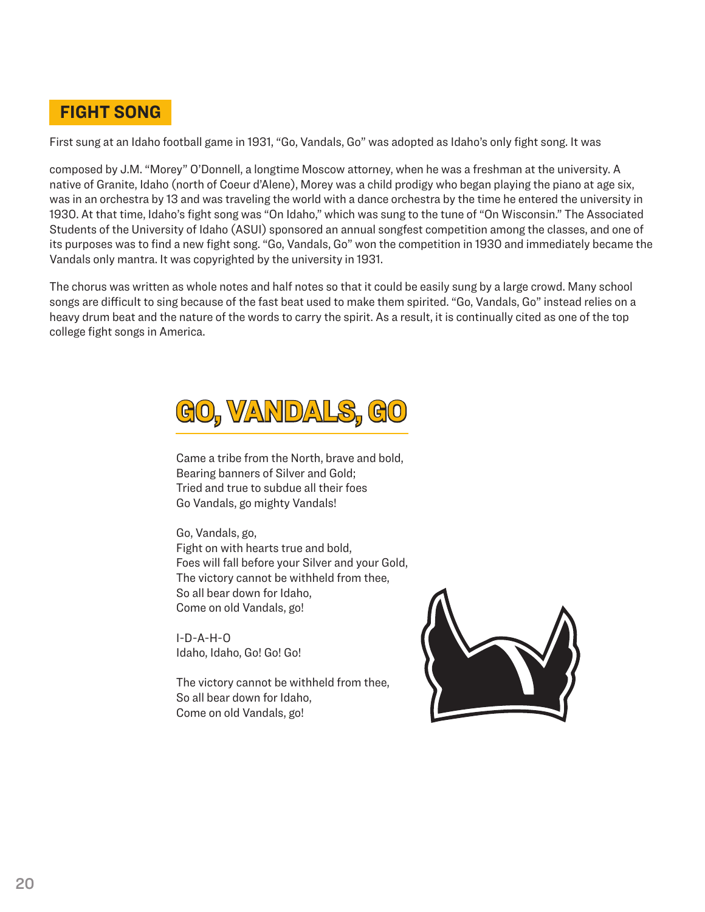## FIGHT SONG

First sung at an Idaho football game in 1931, "Go, Vandals, Go" was adopted as Idaho's only fight song. It was

composed by J.M. "Morey" O'Donnell, a longtime Moscow attorney, when he was a freshman at the university. A native of Granite, Idaho (north of Coeur d'Alene), Morey was a child prodigy who began playing the piano at age six, was in an orchestra by 13 and was traveling the world with a dance orchestra by the time he entered the university in 1930. At that time, Idaho's fight song was "On Idaho," which was sung to the tune of "On Wisconsin." The Associated Students of the University of Idaho (ASUI) sponsored an annual songfest competition among the classes, and one of its purposes was to find a new fight song. "Go, Vandals, Go" won the competition in 1930 and immediately became the Vandals only mantra. It was copyrighted by the university in 1931.

The chorus was written as whole notes and half notes so that it could be easily sung by a large crowd. Many school songs are difficult to sing because of the fast beat used to make them spirited. "Go, Vandals, Go" instead relies on a heavy drum beat and the nature of the words to carry the spirit. As a result, it is continually cited as one of the top college fight songs in America.

# GO, VANDALS, GO

Came a tribe from the North, brave and bold,
Bearing banners of Silver and Gold;
Tried and true to subdue all their foes
Go Vandals, go mighty Vandals!

Go, Vandals, go,
Fight on with hearts true and bold,
Foes will fall before your Silver and your Gold,
The victory cannot be withheld from thee,
So all bear down for Idaho,
Come on old Vandals, go!

I-D-A-H-O
Idaho, Idaho, Go! Go! Go!

The victory cannot be withheld from thee,
So all bear down for Idaho,
Come on old Vandals, go!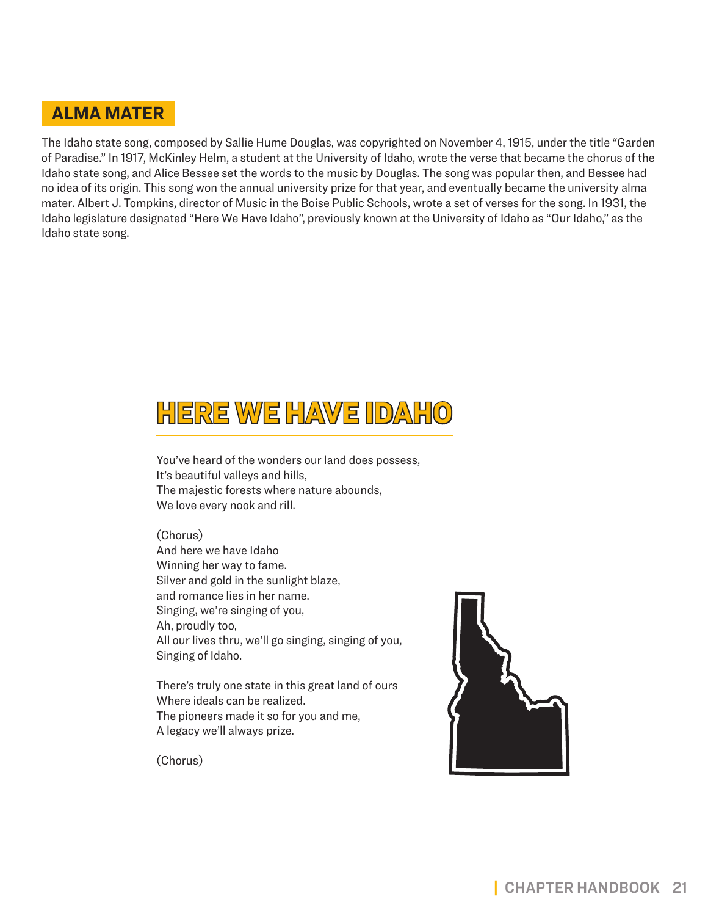## ALMA MATER

The Idaho state song, composed by Sallie Hume Douglas, was copyrighted on November 4, 1915, under the title "Garden of Paradise." In 1917, McKinley Helm, a student at the University of Idaho, wrote the verse that became the chorus of the Idaho state song, and Alice Bessee set the words to the music by Douglas. The song was popular then, and Bessee had no idea of its origin. This song won the annual university prize for that year, and eventually became the university alma mater. Albert J. Tompkins, director of Music in the Boise Public Schools, wrote a set of verses for the song. In 1931, the Idaho legislature designated "Here We Have Idaho", previously known at the University of Idaho as "Our Idaho," as the Idaho state song.

# HERE WE HAVE IDAHO

You've heard of the wonders our land does possess,  
It's beautiful valleys and hills,  
The majestic forests where nature abounds,  
We love every nook and rill.

(Chorus)  
And here we have Idaho  
Winning her way to fame.  
Silver and gold in the sunlight blaze,  
and romance lies in her name.  
Singing, we're singing of you,  
Ah, proudly too,  
All our lives thru, we'll go singing, singing of you,  
Singing of Idaho.

There's truly one state in this great land of ours  
Where ideals can be realized.  
The pioneers made it so for you and me,  
A legacy we'll always prize.

(Chorus)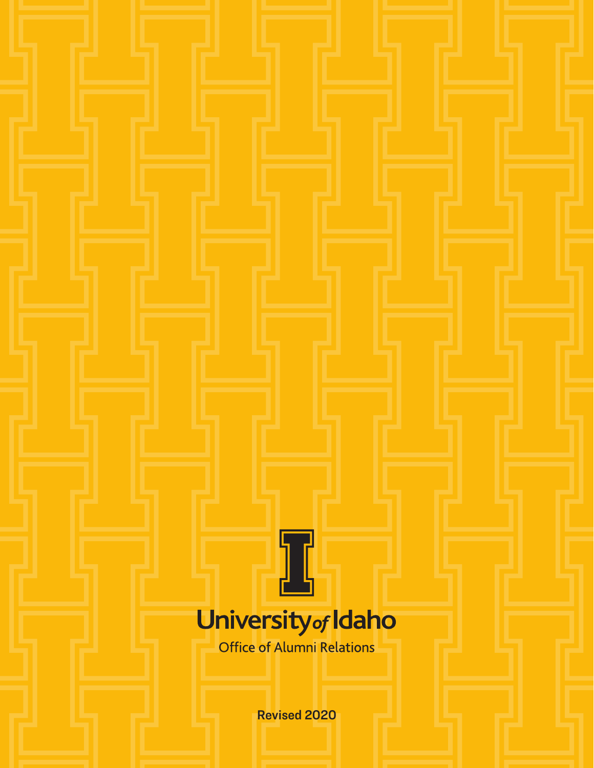University of Idaho

Office of Alumni Relations

**Revised 2020**